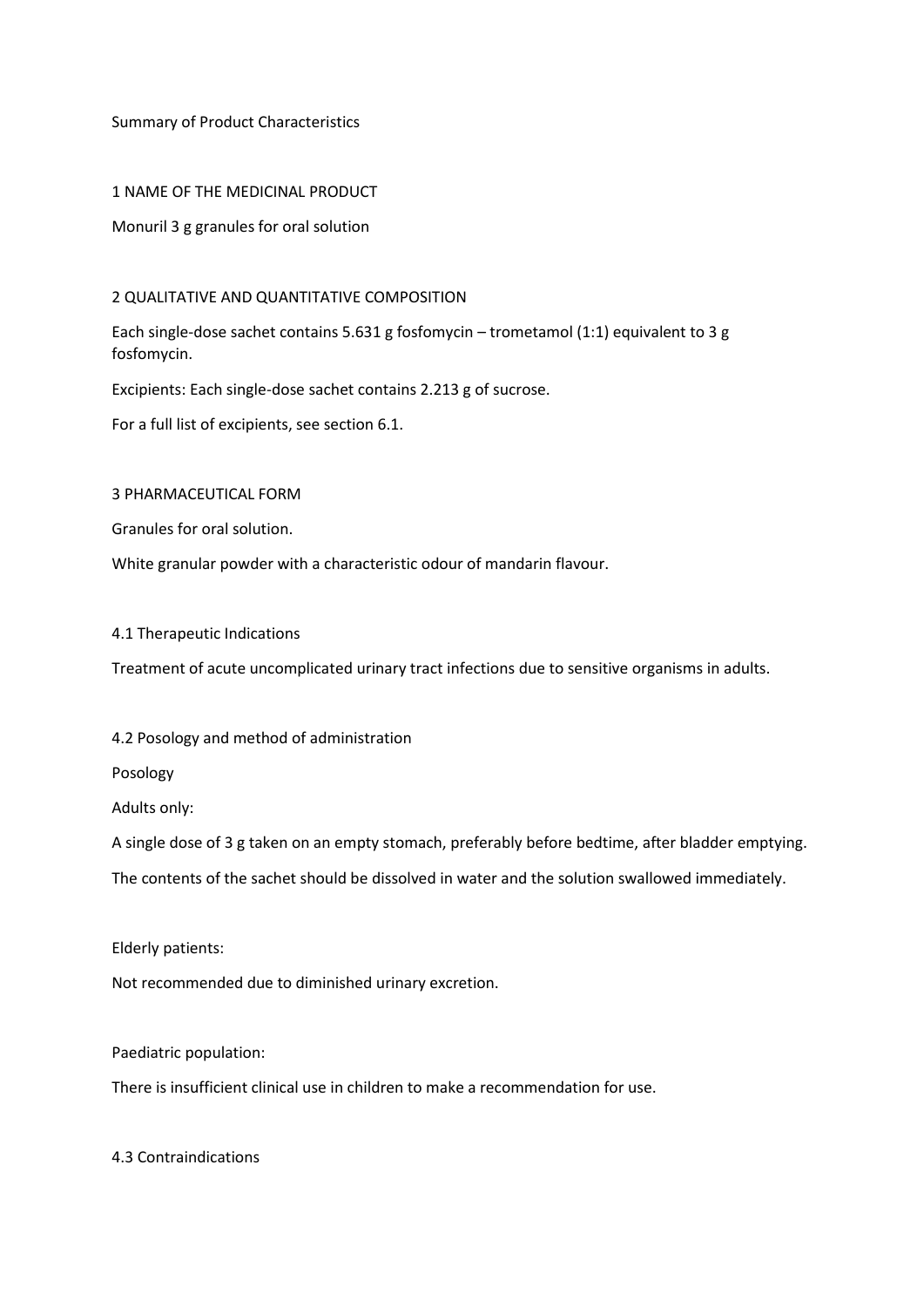Summary of Product Characteristics

## 1 NAME OF THE MEDICINAL PRODUCT

Monuril 3 g granules for oral solution

## 2 QUALITATIVE AND QUANTITATIVE COMPOSITION

Each single-dose sachet contains 5.631 g fosfomycin – trometamol (1:1) equivalent to 3 g fosfomycin.

Excipients: Each single-dose sachet contains 2.213 g of sucrose.

For a full list of excipients, see section 6.1.

## 3 PHARMACEUTICAL FORM

Granules for oral solution.

White granular powder with a characteristic odour of mandarin flavour.

### 4.1 Therapeutic Indications

Treatment of acute uncomplicated urinary tract infections due to sensitive organisms in adults.

### 4.2 Posology and method of administration

Posology

Adults only:

A single dose of 3 g taken on an empty stomach, preferably before bedtime, after bladder emptying.

The contents of the sachet should be dissolved in water and the solution swallowed immediately.

Elderly patients:

Not recommended due to diminished urinary excretion.

Paediatric population:

There is insufficient clinical use in children to make a recommendation for use.

### 4.3 Contraindications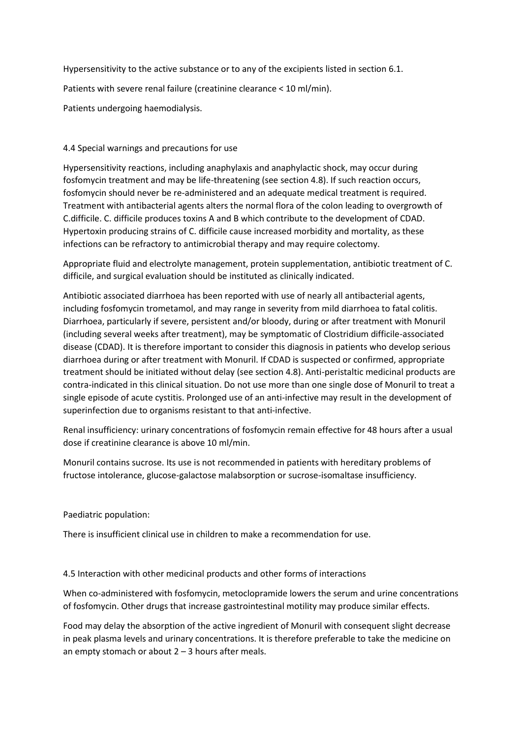Hypersensitivity to the active substance or to any of the excipients listed in section 6.1.

Patients with severe renal failure (creatinine clearance < 10 ml/min).

Patients undergoing haemodialysis.

## 4.4 Special warnings and precautions for use

Hypersensitivity reactions, including anaphylaxis and anaphylactic shock, may occur during fosfomycin treatment and may be life-threatening (see section 4.8). If such reaction occurs, fosfomycin should never be re-administered and an adequate medical treatment is required. Treatment with antibacterial agents alters the normal flora of the colon leading to overgrowth of C.difficile. C. difficile produces toxins A and B which contribute to the development of CDAD. Hypertoxin producing strains of C. difficile cause increased morbidity and mortality, as these infections can be refractory to antimicrobial therapy and may require colectomy.

Appropriate fluid and electrolyte management, protein supplementation, antibiotic treatment of C. difficile, and surgical evaluation should be instituted as clinically indicated.

Antibiotic associated diarrhoea has been reported with use of nearly all antibacterial agents, including fosfomycin trometamol, and may range in severity from mild diarrhoea to fatal colitis. Diarrhoea, particularly if severe, persistent and/or bloody, during or after treatment with Monuril (including several weeks after treatment), may be symptomatic of Clostridium difficile-associated disease (CDAD). It is therefore important to consider this diagnosis in patients who develop serious diarrhoea during or after treatment with Monuril. If CDAD is suspected or confirmed, appropriate treatment should be initiated without delay (see section 4.8). Anti-peristaltic medicinal products are contra-indicated in this clinical situation. Do not use more than one single dose of Monuril to treat a single episode of acute cystitis. Prolonged use of an anti-infective may result in the development of superinfection due to organisms resistant to that anti-infective.

Renal insufficiency: urinary concentrations of fosfomycin remain effective for 48 hours after a usual dose if creatinine clearance is above 10 ml/min.

Monuril contains sucrose. Its use is not recommended in patients with hereditary problems of fructose intolerance, glucose-galactose malabsorption or sucrose-isomaltase insufficiency.

Paediatric population:

There is insufficient clinical use in children to make a recommendation for use.

## 4.5 Interaction with other medicinal products and other forms of interactions

When co-administered with fosfomycin, metoclopramide lowers the serum and urine concentrations of fosfomycin. Other drugs that increase gastrointestinal motility may produce similar effects.

Food may delay the absorption of the active ingredient of Monuril with consequent slight decrease in peak plasma levels and urinary concentrations. It is therefore preferable to take the medicine on an empty stomach or about 2 – 3 hours after meals.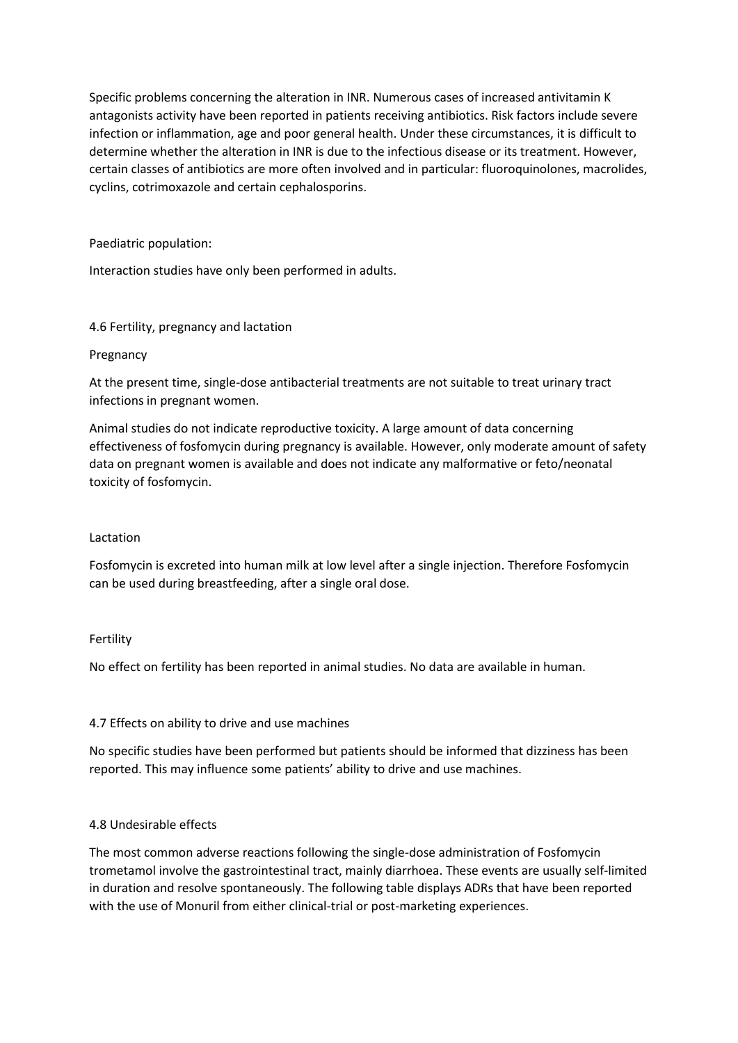Specific problems concerning the alteration in INR. Numerous cases of increased antivitamin K antagonists activity have been reported in patients receiving antibiotics. Risk factors include severe infection or inflammation, age and poor general health. Under these circumstances, it is difficult to determine whether the alteration in INR is due to the infectious disease or its treatment. However, certain classes of antibiotics are more often involved and in particular: fluoroquinolones, macrolides, cyclins, cotrimoxazole and certain cephalosporins.

Paediatric population:

Interaction studies have only been performed in adults.

## 4.6 Fertility, pregnancy and lactation

Pregnancy

At the present time, single-dose antibacterial treatments are not suitable to treat urinary tract infections in pregnant women.

Animal studies do not indicate reproductive toxicity. A large amount of data concerning effectiveness of fosfomycin during pregnancy is available. However, only moderate amount of safety data on pregnant women is available and does not indicate any malformative or feto/neonatal toxicity of fosfomycin.

Lactation

Fosfomycin is excreted into human milk at low level after a single injection. Therefore Fosfomycin can be used during breastfeeding, after a single oral dose.

Fertility

No effect on fertility has been reported in animal studies. No data are available in human.

## 4.7 Effects on ability to drive and use machines

No specific studies have been performed but patients should be informed that dizziness has been reported. This may influence some patients' ability to drive and use machines.

## 4.8 Undesirable effects

The most common adverse reactions following the single-dose administration of Fosfomycin trometamol involve the gastrointestinal tract, mainly diarrhoea. These events are usually self-limited in duration and resolve spontaneously. The following table displays ADRs that have been reported with the use of Monuril from either clinical-trial or post-marketing experiences.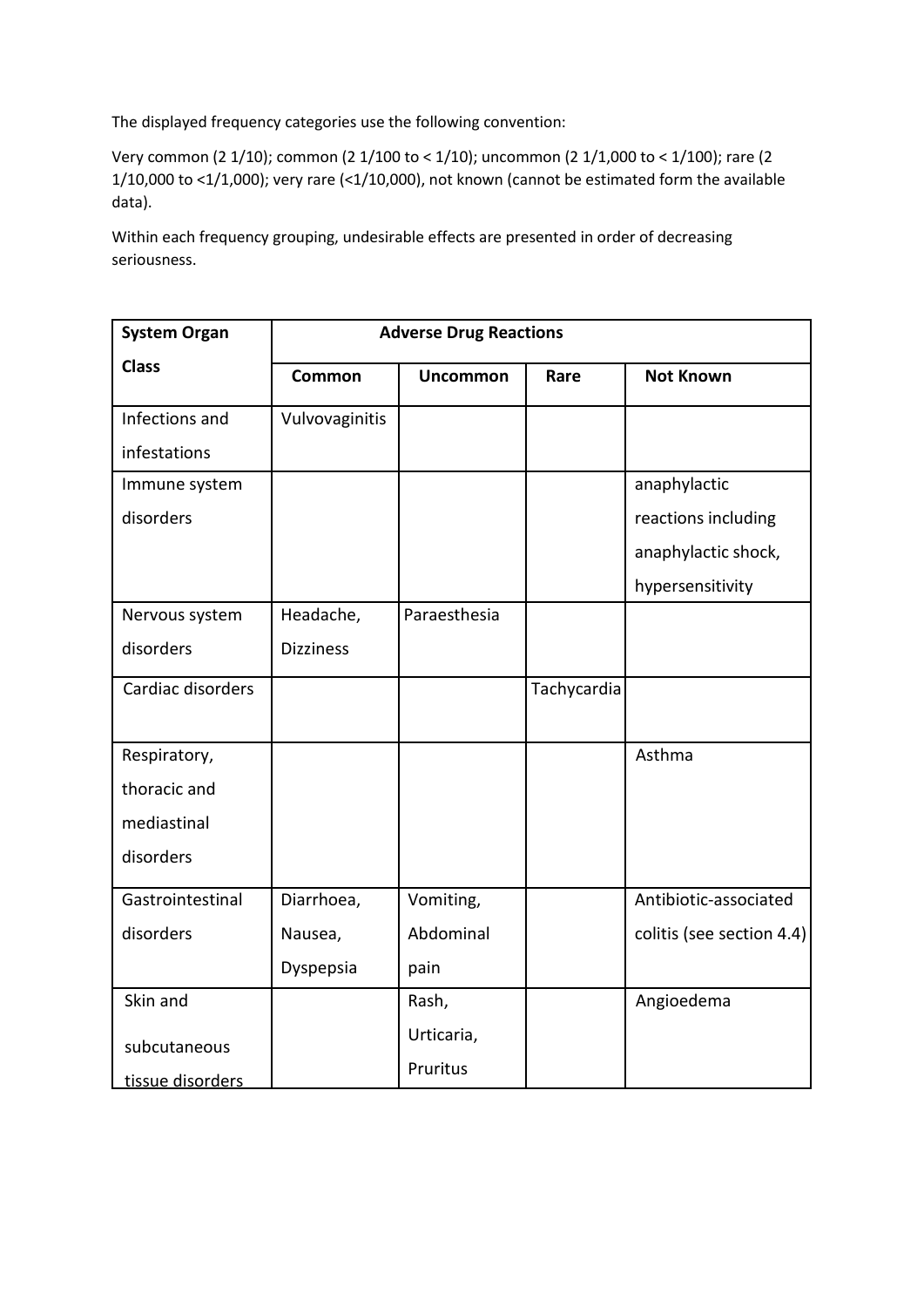The displayed frequency categories use the following convention:

Very common (2 1/10); common (2 1/100 to < 1/10); uncommon (2 1/1,000 to < 1/100); rare (2 1/10,000 to <1/1,000); very rare (<1/10,000), not known (cannot be estimated form the available data).

Within each frequency grouping, undesirable effects are presented in order of decreasing seriousness.

| **System Organ Class** | **Adverse Drug Reactions** | | | |
|---|---|---|---|---|
| | **Common** | **Uncommon** | **Rare** | **Not Known** |
| Infections and infestations | Vulvovaginitis | | | |
| Immune system disorders | | | | anaphylactic reactions including anaphylactic shock, hypersensitivity |
| Nervous system disorders | Headache, Dizziness | Paraesthesia | | |
| Cardiac disorders | | | Tachycardia | |
| Respiratory, thoracic and mediastinal disorders | | | | Asthma |
| Gastrointestinal disorders | Diarrhoea, Nausea, Dyspepsia | Vomiting, Abdominal pain | | Antibiotic-associated colitis (see section 4.4) |
| Skin and subcutaneous tissue disorders | | Rash, Urticaria, Pruritus | | Angioedema |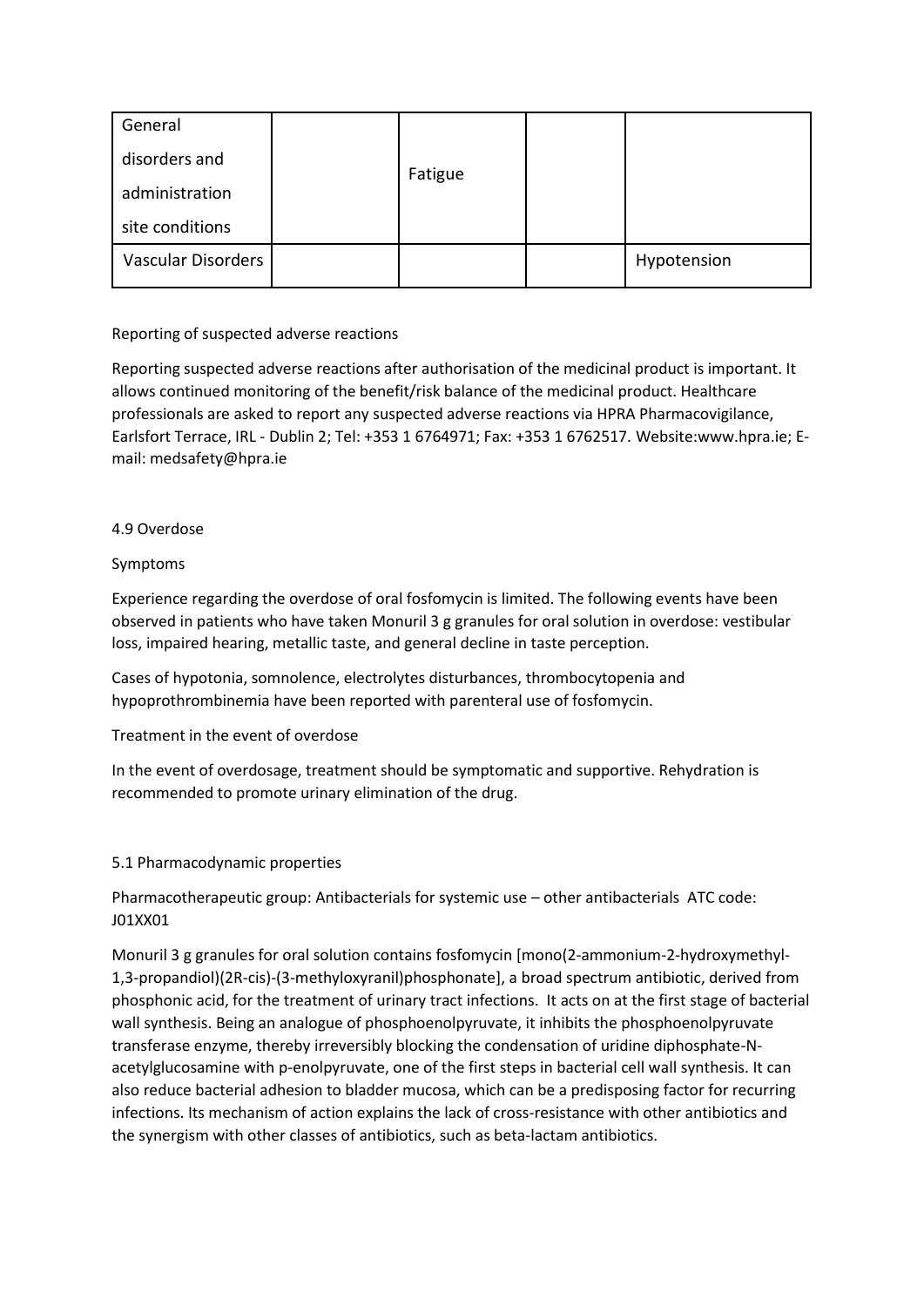| General disorders and administration site conditions | | Fatigue | | |
| --- | --- | --- | --- | --- |
| Vascular Disorders | | | | Hypotension |

Reporting of suspected adverse reactions

Reporting suspected adverse reactions after authorisation of the medicinal product is important. It allows continued monitoring of the benefit/risk balance of the medicinal product. Healthcare professionals are asked to report any suspected adverse reactions via HPRA Pharmacovigilance, Earlsfort Terrace, IRL - Dublin 2; Tel: +353 1 6764971; Fax: +353 1 6762517. Website:www.hpra.ie; E-mail: medsafety@hpra.ie

4.9 Overdose

Symptoms

Experience regarding the overdose of oral fosfomycin is limited. The following events have been observed in patients who have taken Monuril 3 g granules for oral solution in overdose: vestibular loss, impaired hearing, metallic taste, and general decline in taste perception.

Cases of hypotonia, somnolence, electrolytes disturbances, thrombocytopenia and hypoprothrombinemia have been reported with parenteral use of fosfomycin.

Treatment in the event of overdose

In the event of overdosage, treatment should be symptomatic and supportive. Rehydration is recommended to promote urinary elimination of the drug.

5.1 Pharmacodynamic properties

Pharmacotherapeutic group: Antibacterials for systemic use – other antibacterials ATC code: J01XX01

Monuril 3 g granules for oral solution contains fosfomycin [mono(2-ammonium-2-hydroxymethyl-1,3-propandiol)(2R-cis)-(3-methyloxyranil)phosphonate], a broad spectrum antibiotic, derived from phosphonic acid, for the treatment of urinary tract infections. It acts on at the first stage of bacterial wall synthesis. Being an analogue of phosphoenolpyruvate, it inhibits the phosphoenolpyruvate transferase enzyme, thereby irreversibly blocking the condensation of uridine diphosphate-N-acetylglucosamine with p-enolpyruvate, one of the first steps in bacterial cell wall synthesis. It can also reduce bacterial adhesion to bladder mucosa, which can be a predisposing factor for recurring infections. Its mechanism of action explains the lack of cross-resistance with other antibiotics and the synergism with other classes of antibiotics, such as beta-lactam antibiotics.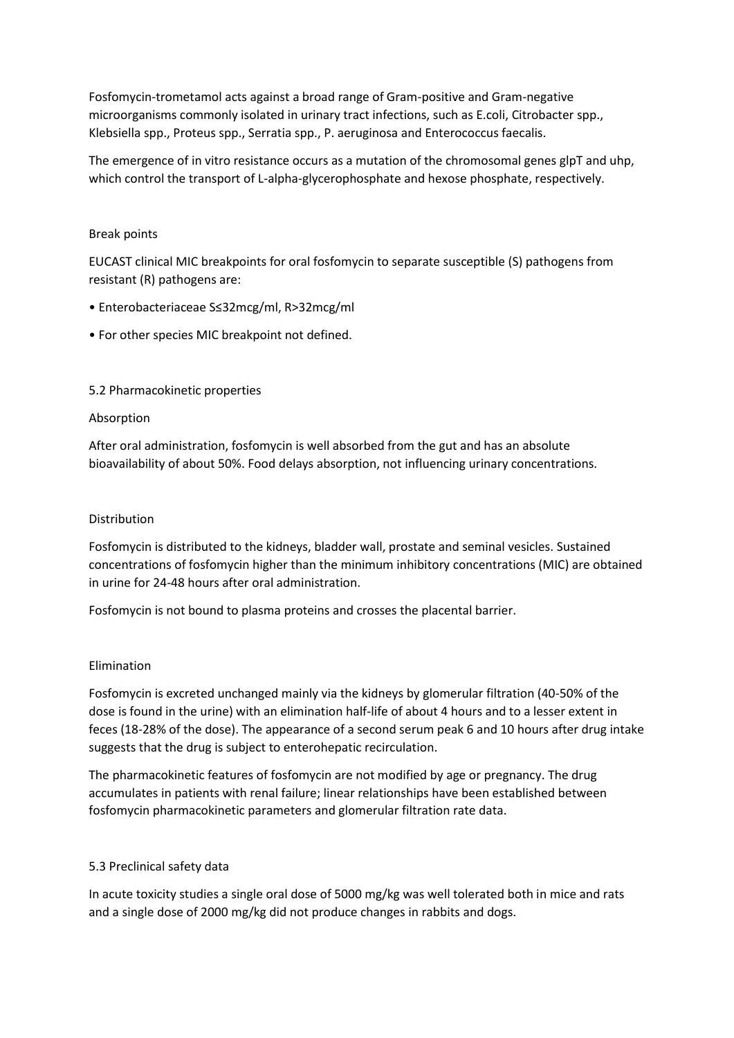Fosfomycin-trometamol acts against a broad range of Gram-positive and Gram-negative microorganisms commonly isolated in urinary tract infections, such as E.coli, Citrobacter spp., Klebsiella spp., Proteus spp., Serratia spp., P. aeruginosa and Enterococcus faecalis.

The emergence of in vitro resistance occurs as a mutation of the chromosomal genes glpT and uhp, which control the transport of L-alpha-glycerophosphate and hexose phosphate, respectively.

### Break points

EUCAST clinical MIC breakpoints for oral fosfomycin to separate susceptible (S) pathogens from resistant (R) pathogens are:

- Enterobacteriaceae S≤32mcg/ml, R>32mcg/ml
- For other species MIC breakpoint not defined.

## 5.2 Pharmacokinetic properties

### Absorption

After oral administration, fosfomycin is well absorbed from the gut and has an absolute bioavailability of about 50%. Food delays absorption, not influencing urinary concentrations.

### Distribution

Fosfomycin is distributed to the kidneys, bladder wall, prostate and seminal vesicles. Sustained concentrations of fosfomycin higher than the minimum inhibitory concentrations (MIC) are obtained in urine for 24-48 hours after oral administration.

Fosfomycin is not bound to plasma proteins and crosses the placental barrier.

### Elimination

Fosfomycin is excreted unchanged mainly via the kidneys by glomerular filtration (40-50% of the dose is found in the urine) with an elimination half-life of about 4 hours and to a lesser extent in feces (18-28% of the dose). The appearance of a second serum peak 6 and 10 hours after drug intake suggests that the drug is subject to enterohepatic recirculation.

The pharmacokinetic features of fosfomycin are not modified by age or pregnancy. The drug accumulates in patients with renal failure; linear relationships have been established between fosfomycin pharmacokinetic parameters and glomerular filtration rate data.

## 5.3 Preclinical safety data

In acute toxicity studies a single oral dose of 5000 mg/kg was well tolerated both in mice and rats and a single dose of 2000 mg/kg did not produce changes in rabbits and dogs.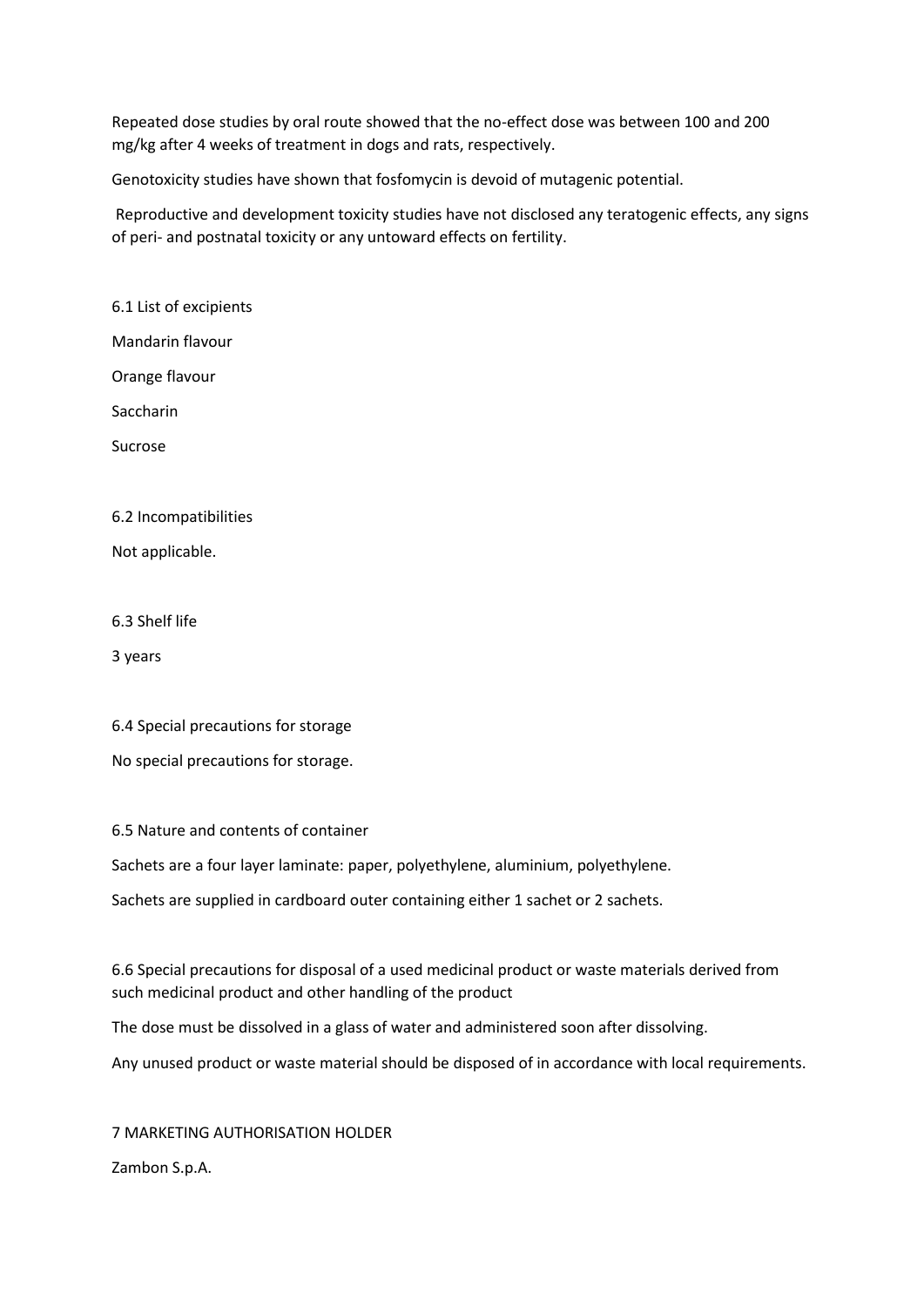Repeated dose studies by oral route showed that the no-effect dose was between 100 and 200 mg/kg after 4 weeks of treatment in dogs and rats, respectively.

Genotoxicity studies have shown that fosfomycin is devoid of mutagenic potential.

Reproductive and development toxicity studies have not disclosed any teratogenic effects, any signs of peri- and postnatal toxicity or any untoward effects on fertility.

## 6.1 List of excipients

Mandarin flavour

Orange flavour

Saccharin

Sucrose

## 6.2 Incompatibilities

Not applicable.

## 6.3 Shelf life

3 years

## 6.4 Special precautions for storage

No special precautions for storage.

## 6.5 Nature and contents of container

Sachets are a four layer laminate: paper, polyethylene, aluminium, polyethylene.

Sachets are supplied in cardboard outer containing either 1 sachet or 2 sachets.

## 6.6 Special precautions for disposal of a used medicinal product or waste materials derived from such medicinal product and other handling of the product

The dose must be dissolved in a glass of water and administered soon after dissolving.

Any unused product or waste material should be disposed of in accordance with local requirements.

# 7 MARKETING AUTHORISATION HOLDER

Zambon S.p.A.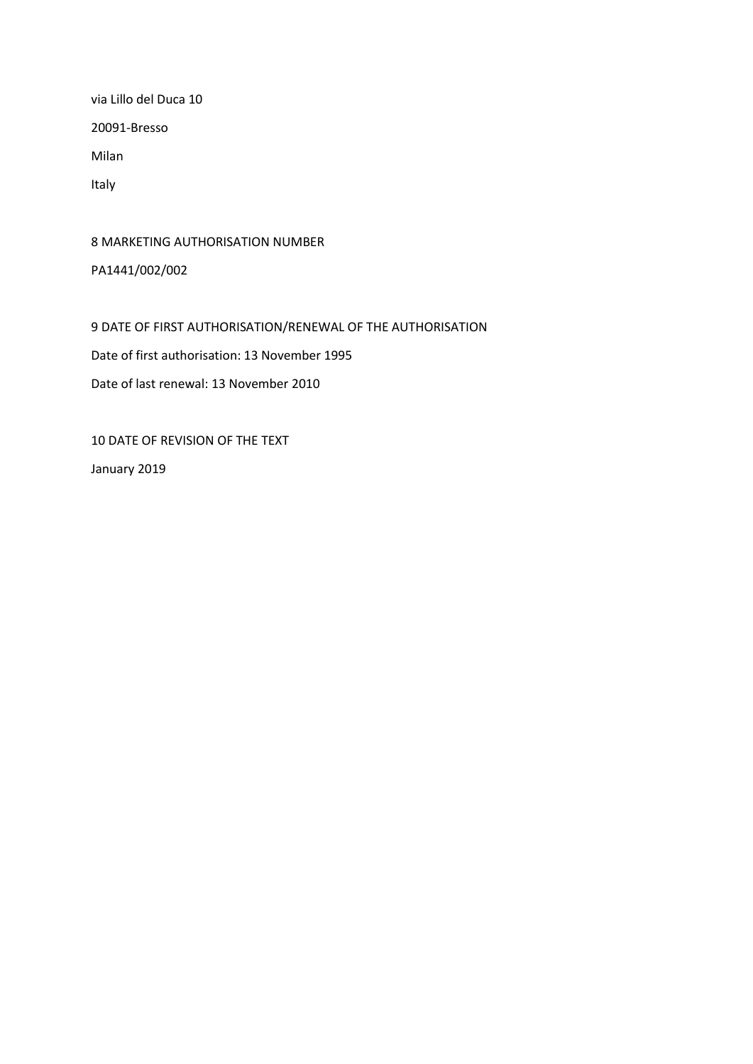via Lillo del Duca 10

20091-Bresso

Milan

Italy

## 8 MARKETING AUTHORISATION NUMBER

PA1441/002/002

## 9 DATE OF FIRST AUTHORISATION/RENEWAL OF THE AUTHORISATION

Date of first authorisation: 13 November 1995

Date of last renewal: 13 November 2010

## 10 DATE OF REVISION OF THE TEXT

January 2019